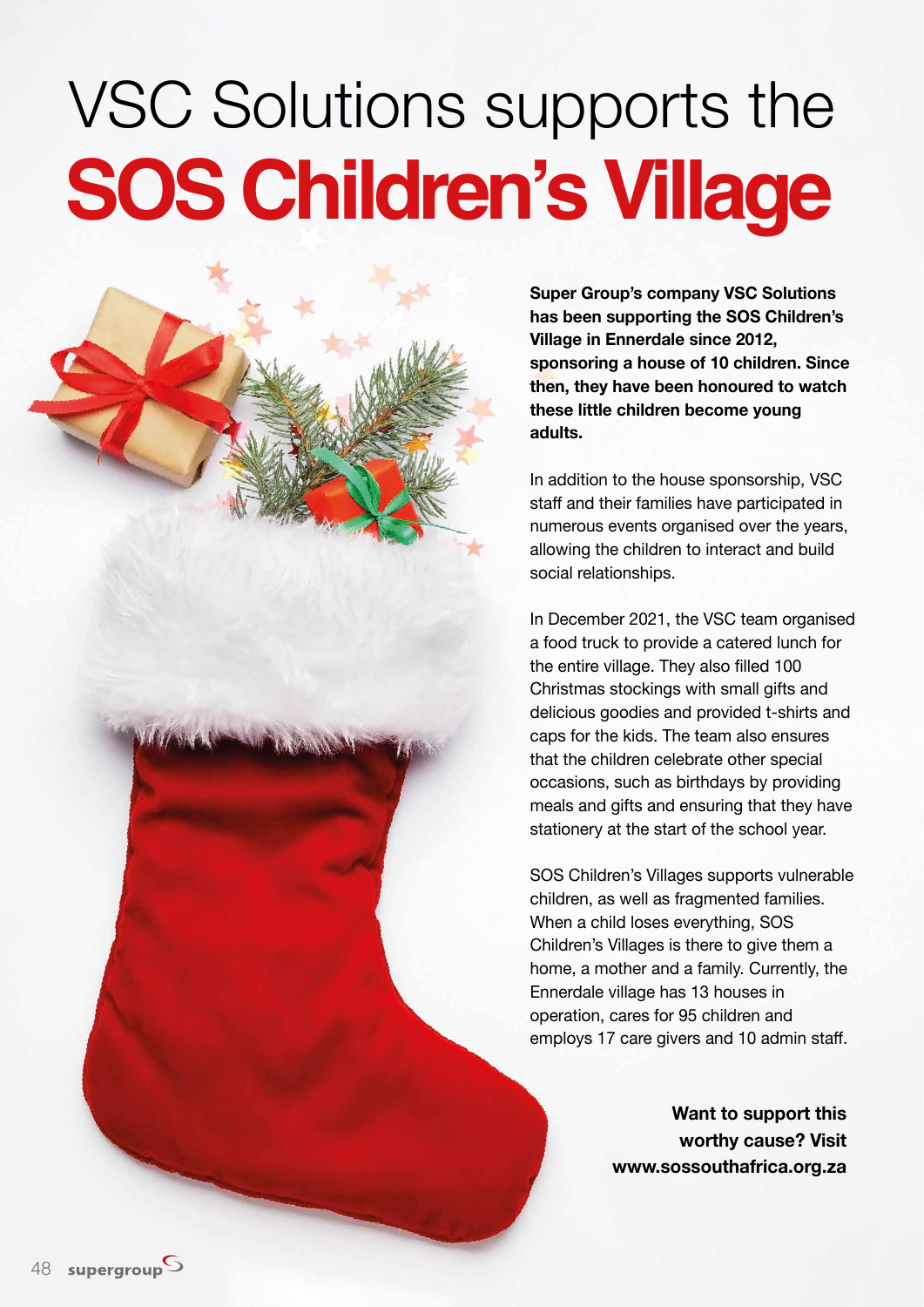# VSC Solutions supports the **SOS Children's Village**

**Super Group's company VSC Solutions has been supporting the SOS Children's Village in Ennerdale since 2012, sponsoring a house of 10 children. Since then, they have been honoured to watch these little children become young adults.**

In addition to the house sponsorship, VSC staff and their families have participated in numerous events organised over the years, allowing the children to interact and build social relationships.

In December 2021, the VSC team organised a food truck to provide a catered lunch for the entire village. They also filled 100 Christmas stockings with small gifts and delicious goodies and provided t-shirts and caps for the kids. The team also ensures that the children celebrate other special occasions, such as birthdays by providing meals and gifts and ensuring that they have stationery at the start of the school year.

SOS Children's Villages supports vulnerable children, as well as fragmented families. When a child loses everything, SOS Children's Villages is there to give them a home, a mother and a family. Currently, the Ennerdale village has 13 houses in operation, cares for 95 children and employs 17 care givers and 10 admin staff.

**Want to support this worthy cause? Visit www.sossouthafrica.org.za**